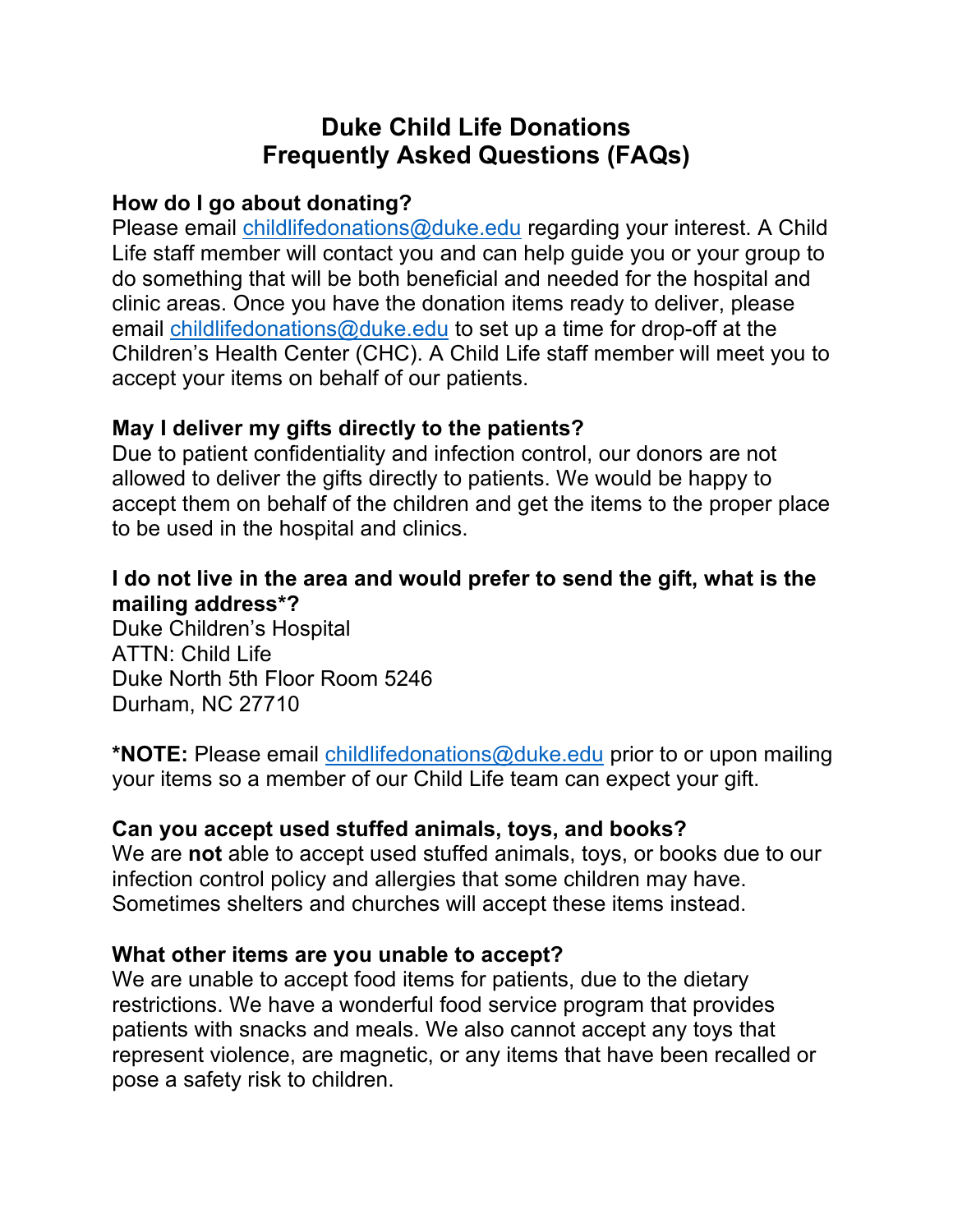# Duke Child Life Donations
# Frequently Asked Questions (FAQs)

**How do I go about donating?**

Please email childlifedonations@duke.edu regarding your interest. A Child Life staff member will contact you and can help guide you or your group to do something that will be both beneficial and needed for the hospital and clinic areas. Once you have the donation items ready to deliver, please email childlifedonations@duke.edu to set up a time for drop-off at the Children's Health Center (CHC). A Child Life staff member will meet you to accept your items on behalf of our patients.

**May I deliver my gifts directly to the patients?**

Due to patient confidentiality and infection control, our donors are not allowed to deliver the gifts directly to patients. We would be happy to accept them on behalf of the children and get the items to the proper place to be used in the hospital and clinics.

**I do not live in the area and would prefer to send the gift, what is the mailing address*?**

Duke Children's Hospital
ATTN: Child Life
Duke North 5th Floor Room 5246
Durham, NC 27710

**\*NOTE:** Please email childlifedonations@duke.edu prior to or upon mailing your items so a member of our Child Life team can expect your gift.

**Can you accept used stuffed animals, toys, and books?**

We are **not** able to accept used stuffed animals, toys, or books due to our infection control policy and allergies that some children may have. Sometimes shelters and churches will accept these items instead.

**What other items are you unable to accept?**

We are unable to accept food items for patients, due to the dietary restrictions. We have a wonderful food service program that provides patients with snacks and meals. We also cannot accept any toys that represent violence, are magnetic, or any items that have been recalled or pose a safety risk to children.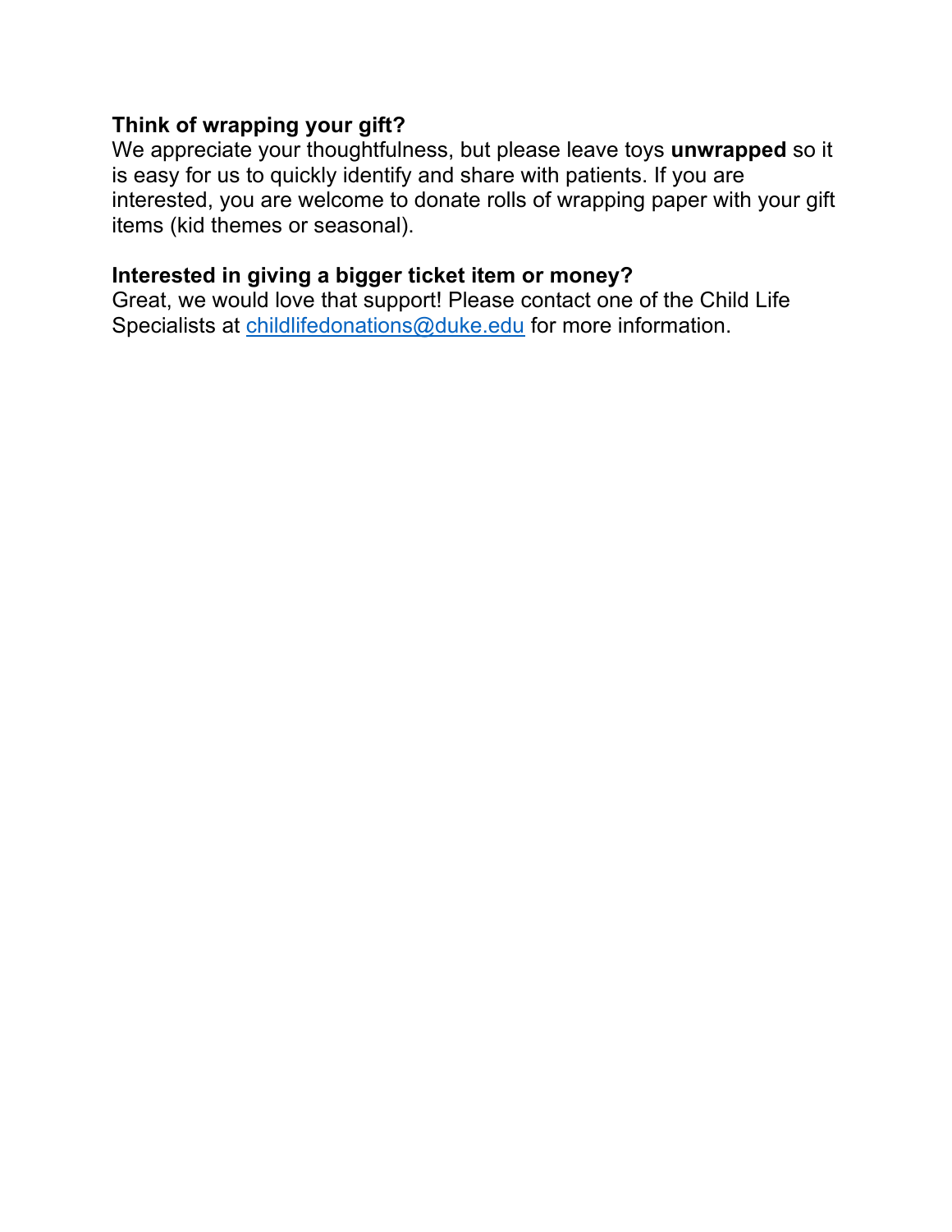**Think of wrapping your gift?**
We appreciate your thoughtfulness, but please leave toys **unwrapped** so it is easy for us to quickly identify and share with patients. If you are interested, you are welcome to donate rolls of wrapping paper with your gift items (kid themes or seasonal).

**Interested in giving a bigger ticket item or money?**
Great, we would love that support! Please contact one of the Child Life Specialists at childlifedonations@duke.edu for more information.